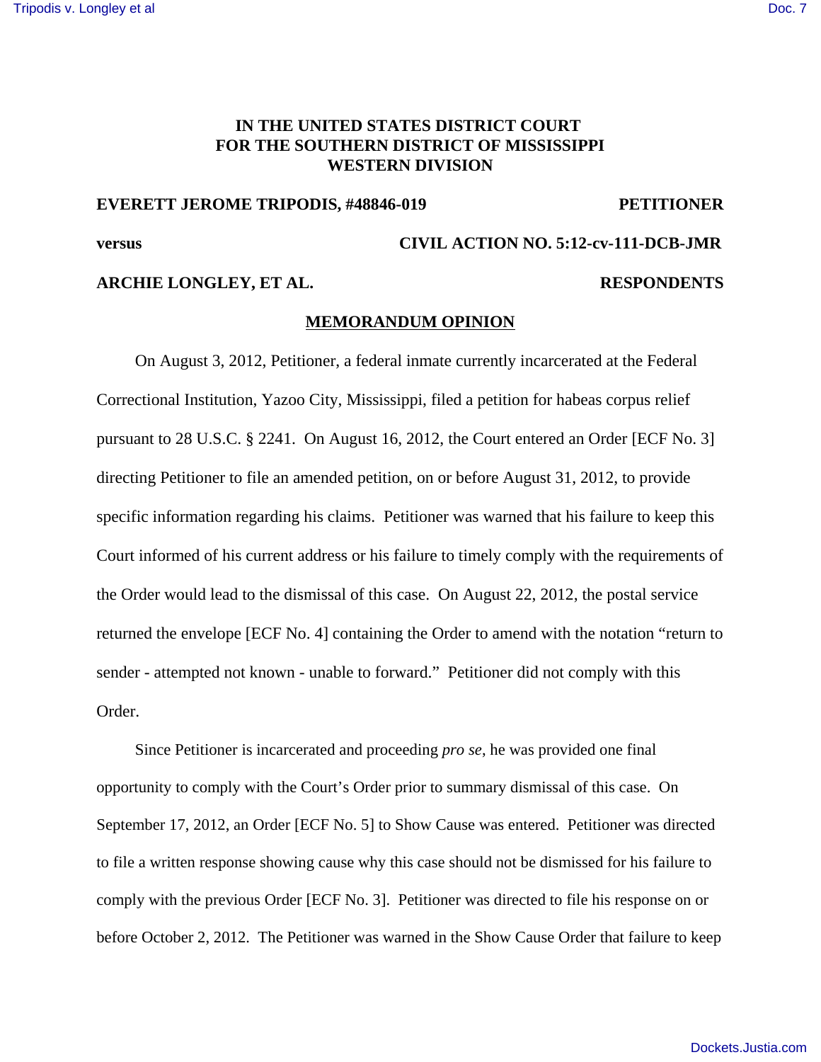**IN THE UNITED STATES DISTRICT COURT**
**FOR THE SOUTHERN DISTRICT OF MISSISSIPPI**
**WESTERN DIVISION**

**EVERETT JEROME TRIPODIS, #48846-019** **PETITIONER**

**versus** **CIVIL ACTION NO. 5:12-cv-111-DCB-JMR**

**ARCHIE LONGLEY, ET AL.** **RESPONDENTS**

**MEMORANDUM OPINION**

On August 3, 2012, Petitioner, a federal inmate currently incarcerated at the Federal Correctional Institution, Yazoo City, Mississippi, filed a petition for habeas corpus relief pursuant to 28 U.S.C. § 2241. On August 16, 2012, the Court entered an Order [ECF No. 3] directing Petitioner to file an amended petition, on or before August 31, 2012, to provide specific information regarding his claims. Petitioner was warned that his failure to keep this Court informed of his current address or his failure to timely comply with the requirements of the Order would lead to the dismissal of this case. On August 22, 2012, the postal service returned the envelope [ECF No. 4] containing the Order to amend with the notation "return to sender - attempted not known - unable to forward." Petitioner did not comply with this Order.

Since Petitioner is incarcerated and proceeding *pro se*, he was provided one final opportunity to comply with the Court's Order prior to summary dismissal of this case. On September 17, 2012, an Order [ECF No. 5] to Show Cause was entered. Petitioner was directed to file a written response showing cause why this case should not be dismissed for his failure to comply with the previous Order [ECF No. 3]. Petitioner was directed to file his response on or before October 2, 2012. The Petitioner was warned in the Show Cause Order that failure to keep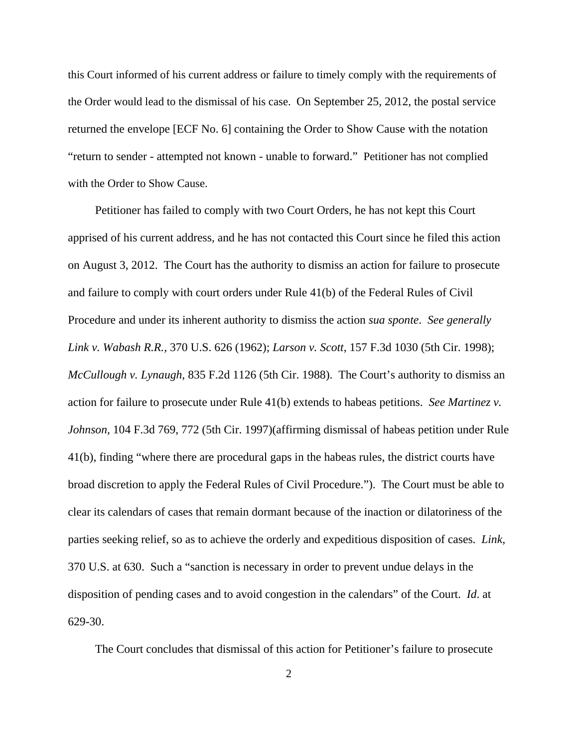this Court informed of his current address or failure to timely comply with the requirements of the Order would lead to the dismissal of his case. On September 25, 2012, the postal service returned the envelope [ECF No. 6] containing the Order to Show Cause with the notation "return to sender - attempted not known - unable to forward." Petitioner has not complied with the Order to Show Cause.

Petitioner has failed to comply with two Court Orders, he has not kept this Court apprised of his current address, and he has not contacted this Court since he filed this action on August 3, 2012. The Court has the authority to dismiss an action for failure to prosecute and failure to comply with court orders under Rule 41(b) of the Federal Rules of Civil Procedure and under its inherent authority to dismiss the action *sua sponte*. *See generally Link v. Wabash R.R.*, 370 U.S. 626 (1962); *Larson v. Scott*, 157 F.3d 1030 (5th Cir. 1998); *McCullough v. Lynaugh*, 835 F.2d 1126 (5th Cir. 1988). The Court's authority to dismiss an action for failure to prosecute under Rule 41(b) extends to habeas petitions. *See Martinez v. Johnson,* 104 F.3d 769, 772 (5th Cir. 1997)(affirming dismissal of habeas petition under Rule 41(b), finding "where there are procedural gaps in the habeas rules, the district courts have broad discretion to apply the Federal Rules of Civil Procedure."). The Court must be able to clear its calendars of cases that remain dormant because of the inaction or dilatoriness of the parties seeking relief, so as to achieve the orderly and expeditious disposition of cases. *Link*, 370 U.S. at 630. Such a "sanction is necessary in order to prevent undue delays in the disposition of pending cases and to avoid congestion in the calendars" of the Court. *Id*. at 629-30.

The Court concludes that dismissal of this action for Petitioner's failure to prosecute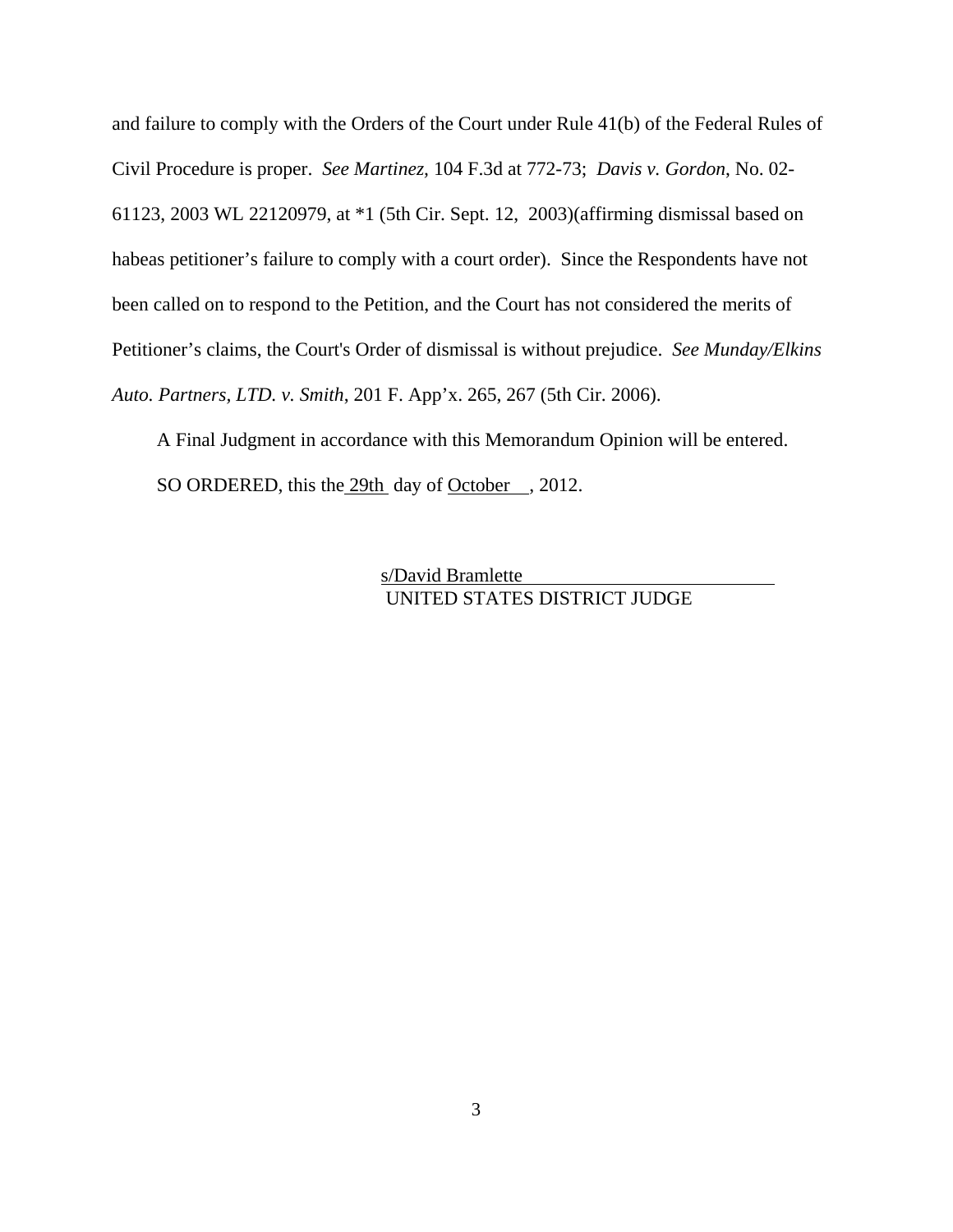and failure to comply with the Orders of the Court under Rule 41(b) of the Federal Rules of Civil Procedure is proper. *See Martinez*, 104 F.3d at 772-73; *Davis v. Gordon*, No. 02-61123, 2003 WL 22120979, at *1 (5th Cir. Sept. 12, 2003)(affirming dismissal based on habeas petitioner's failure to comply with a court order). Since the Respondents have not been called on to respond to the Petition, and the Court has not considered the merits of Petitioner's claims, the Court's Order of dismissal is without prejudice. *See Munday/Elkins Auto. Partners, LTD. v. Smith*, 201 F. App'x. 265, 267 (5th Cir. 2006).

A Final Judgment in accordance with this Memorandum Opinion will be entered.

SO ORDERED, this the 29th day of October, 2012.

s/David Bramlette
UNITED STATES DISTRICT JUDGE